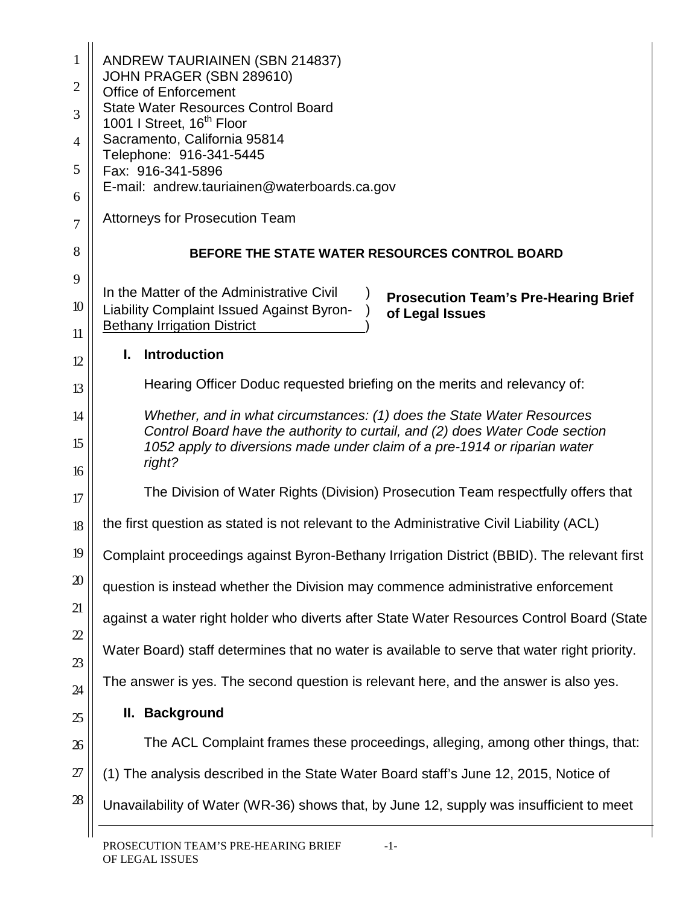ANDREW TAURIAINEN (SBN 214837)
JOHN PRAGER (SBN 289610)
Office of Enforcement
State Water Resources Control Board
1001 I Street, 16th Floor
Sacramento, California 95814
Telephone: 916-341-5445
Fax: 916-341-5896
E-mail: andrew.tauriainen@waterboards.ca.gov

Attorneys for Prosecution Team

**BEFORE THE STATE WATER RESOURCES CONTROL BOARD**

In the Matter of the Administrative Civil Liability Complaint Issued Against Byron-Bethany Irrigation District

**Prosecution Team's Pre-Hearing Brief of Legal Issues**

## I. Introduction

Hearing Officer Doduc requested briefing on the merits and relevancy of:

*Whether, and in what circumstances: (1) does the State Water Resources Control Board have the authority to curtail, and (2) does Water Code section 1052 apply to diversions made under claim of a pre-1914 or riparian water right?*

The Division of Water Rights (Division) Prosecution Team respectfully offers that the first question as stated is not relevant to the Administrative Civil Liability (ACL) Complaint proceedings against Byron-Bethany Irrigation District (BBID). The relevant first question is instead whether the Division may commence administrative enforcement against a water right holder who diverts after State Water Resources Control Board (State Water Board) staff determines that no water is available to serve that water right priority. The answer is yes. The second question is relevant here, and the answer is also yes.

## II. Background

The ACL Complaint frames these proceedings, alleging, among other things, that: (1) The analysis described in the State Water Board staff's June 12, 2015, Notice of Unavailability of Water (WR-36) shows that, by June 12, supply was insufficient to meet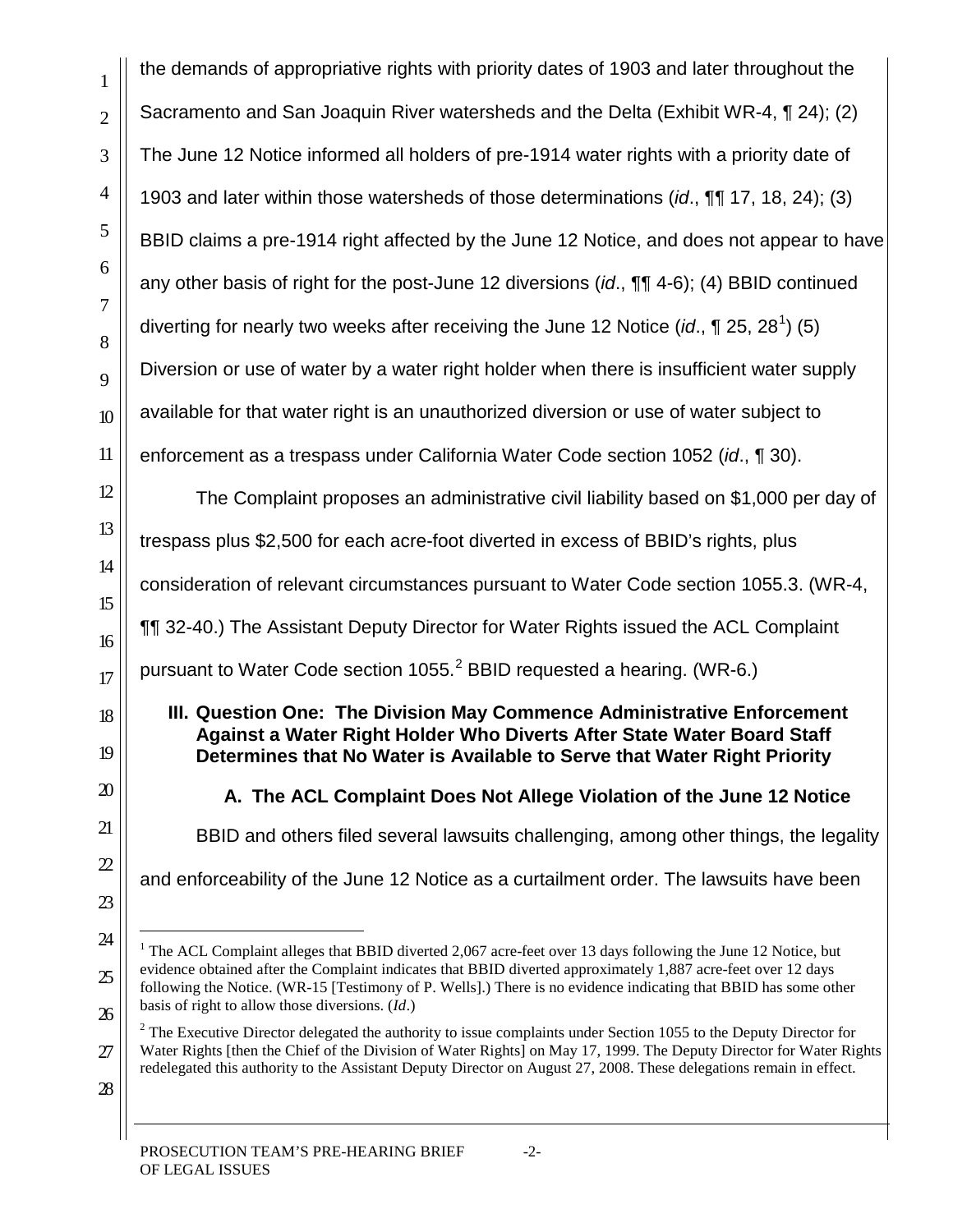the demands of appropriative rights with priority dates of 1903 and later throughout the Sacramento and San Joaquin River watersheds and the Delta (Exhibit WR-4, ¶ 24); (2) The June 12 Notice informed all holders of pre-1914 water rights with a priority date of 1903 and later within those watersheds of those determinations (*id*., ¶¶ 17, 18, 24); (3) BBID claims a pre-1914 right affected by the June 12 Notice, and does not appear to have any other basis of right for the post-June 12 diversions (*id*., ¶¶ 4-6); (4) BBID continued diverting for nearly two weeks after receiving the June 12 Notice (*id*., ¶ 25, 28[1]) (5) Diversion or use of water by a water right holder when there is insufficient water supply available for that water right is an unauthorized diversion or use of water subject to enforcement as a trespass under California Water Code section 1052 (*id*., ¶ 30).

The Complaint proposes an administrative civil liability based on $1,000 per day of trespass plus $2,500 for each acre-foot diverted in excess of BBID's rights, plus consideration of relevant circumstances pursuant to Water Code section 1055.3. (WR-4, ¶¶ 32-40.) The Assistant Deputy Director for Water Rights issued the ACL Complaint pursuant to Water Code section 1055.[2] BBID requested a hearing. (WR-6.)

## III. Question One: The Division May Commence Administrative Enforcement Against a Water Right Holder Who Diverts After State Water Board Staff Determines that No Water is Available to Serve that Water Right Priority

### A. The ACL Complaint Does Not Allege Violation of the June 12 Notice

BBID and others filed several lawsuits challenging, among other things, the legality and enforceability of the June 12 Notice as a curtailment order. The lawsuits have been

---

[1] The ACL Complaint alleges that BBID diverted 2,067 acre-feet over 13 days following the June 12 Notice, but evidence obtained after the Complaint indicates that BBID diverted approximately 1,887 acre-feet over 12 days following the Notice. (WR-15 [Testimony of P. Wells].) There is no evidence indicating that BBID has some other basis of right to allow those diversions. (*Id*.)

[2] The Executive Director delegated the authority to issue complaints under Section 1055 to the Deputy Director for Water Rights [then the Chief of the Division of Water Rights] on May 17, 1999. The Deputy Director for Water Rights redelegated this authority to the Assistant Deputy Director on August 27, 2008. These delegations remain in effect.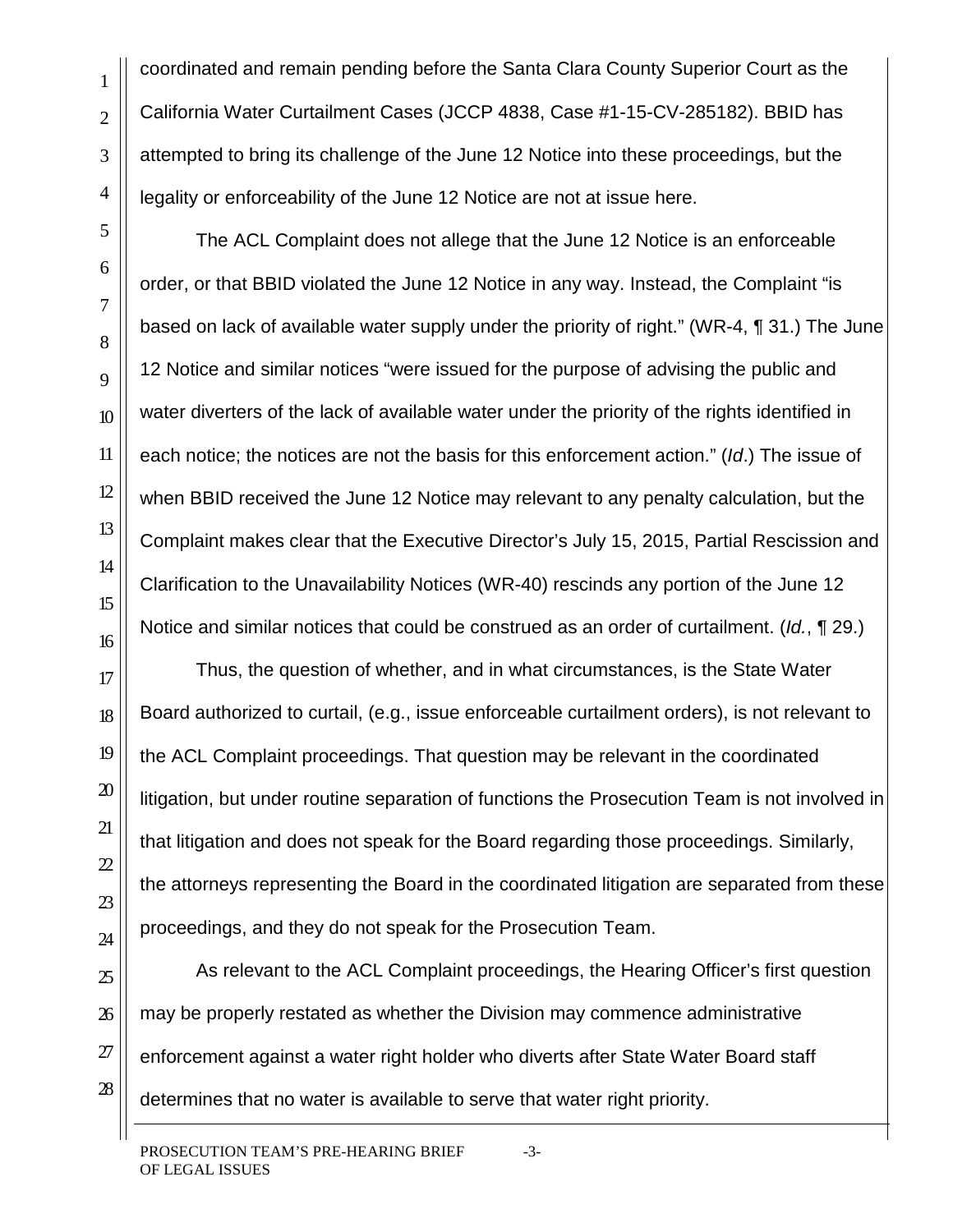coordinated and remain pending before the Santa Clara County Superior Court as the California Water Curtailment Cases (JCCP 4838, Case #1-15-CV-285182). BBID has attempted to bring its challenge of the June 12 Notice into these proceedings, but the legality or enforceability of the June 12 Notice are not at issue here.

The ACL Complaint does not allege that the June 12 Notice is an enforceable order, or that BBID violated the June 12 Notice in any way. Instead, the Complaint "is based on lack of available water supply under the priority of right." (WR-4, ¶ 31.) The June 12 Notice and similar notices "were issued for the purpose of advising the public and water diverters of the lack of available water under the priority of the rights identified in each notice; the notices are not the basis for this enforcement action." (*Id*.) The issue of when BBID received the June 12 Notice may relevant to any penalty calculation, but the Complaint makes clear that the Executive Director's July 15, 2015, Partial Rescission and Clarification to the Unavailability Notices (WR-40) rescinds any portion of the June 12 Notice and similar notices that could be construed as an order of curtailment. (*Id.*, ¶ 29.)

Thus, the question of whether, and in what circumstances, is the State Water Board authorized to curtail, (e.g., issue enforceable curtailment orders), is not relevant to the ACL Complaint proceedings. That question may be relevant in the coordinated litigation, but under routine separation of functions the Prosecution Team is not involved in that litigation and does not speak for the Board regarding those proceedings. Similarly, the attorneys representing the Board in the coordinated litigation are separated from these proceedings, and they do not speak for the Prosecution Team.

As relevant to the ACL Complaint proceedings, the Hearing Officer's first question may be properly restated as whether the Division may commence administrative enforcement against a water right holder who diverts after State Water Board staff determines that no water is available to serve that water right priority.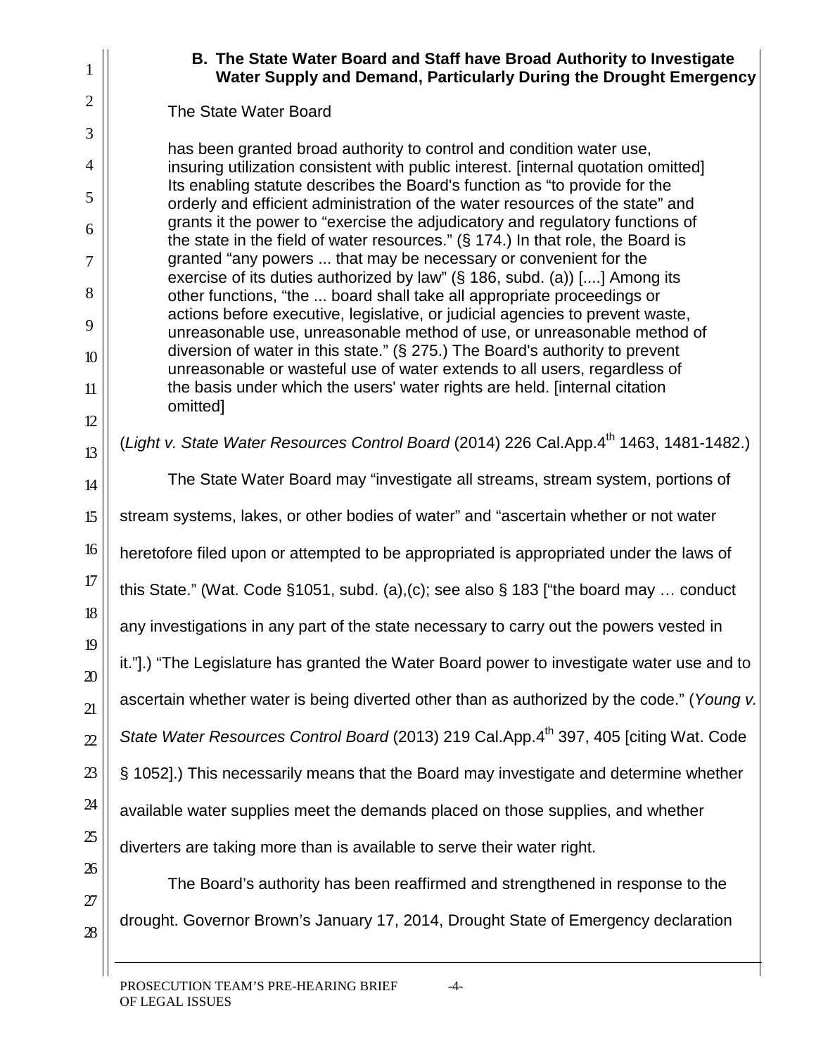### B. The State Water Board and Staff have Broad Authority to Investigate Water Supply and Demand, Particularly During the Drought Emergency

The State Water Board

> has been granted broad authority to control and condition water use, insuring utilization consistent with public interest. [internal quotation omitted] Its enabling statute describes the Board's function as "to provide for the orderly and efficient administration of the water resources of the state" and grants it the power to "exercise the adjudicatory and regulatory functions of the state in the field of water resources." (§ 174.) In that role, the Board is granted "any powers ... that may be necessary or convenient for the exercise of its duties authorized by law" (§ 186, subd. (a)) [....] Among its other functions, "the ... board shall take all appropriate proceedings or actions before executive, legislative, or judicial agencies to prevent waste, unreasonable use, unreasonable method of use, or unreasonable method of diversion of water in this state." (§ 275.) The Board's authority to prevent unreasonable or wasteful use of water extends to all users, regardless of the basis under which the users' water rights are held. [internal citation omitted]

(*Light v. State Water Resources Control Board* (2014) 226 Cal.App.4th 1463, 1481-1482.)

The State Water Board may "investigate all streams, stream system, portions of stream systems, lakes, or other bodies of water" and "ascertain whether or not water heretofore filed upon or attempted to be appropriated is appropriated under the laws of this State." (Wat. Code §1051, subd. (a),(c); see also § 183 ["the board may … conduct any investigations in any part of the state necessary to carry out the powers vested in it."].) "The Legislature has granted the Water Board power to investigate water use and to ascertain whether water is being diverted other than as authorized by the code." (*Young v. State Water Resources Control Board* (2013) 219 Cal.App.4th 397, 405 [citing Wat. Code § 1052].) This necessarily means that the Board may investigate and determine whether available water supplies meet the demands placed on those supplies, and whether diverters are taking more than is available to serve their water right.

The Board's authority has been reaffirmed and strengthened in response to the drought. Governor Brown's January 17, 2014, Drought State of Emergency declaration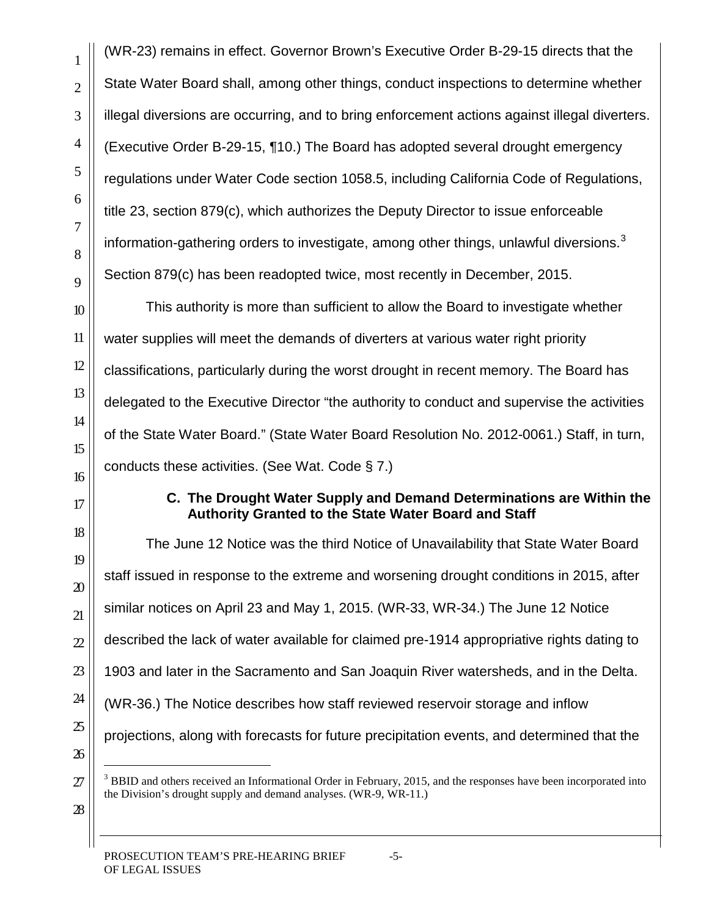(WR-23) remains in effect. Governor Brown's Executive Order B-29-15 directs that the State Water Board shall, among other things, conduct inspections to determine whether illegal diversions are occurring, and to bring enforcement actions against illegal diverters. (Executive Order B-29-15, ¶10.) The Board has adopted several drought emergency regulations under Water Code section 1058.5, including California Code of Regulations, title 23, section 879(c), which authorizes the Deputy Director to issue enforceable information-gathering orders to investigate, among other things, unlawful diversions.[3] Section 879(c) has been readopted twice, most recently in December, 2015.

This authority is more than sufficient to allow the Board to investigate whether water supplies will meet the demands of diverters at various water right priority classifications, particularly during the worst drought in recent memory. The Board has delegated to the Executive Director "the authority to conduct and supervise the activities of the State Water Board." (State Water Board Resolution No. 2012-0061.) Staff, in turn, conducts these activities. (See Wat. Code § 7.)

### C. The Drought Water Supply and Demand Determinations are Within the Authority Granted to the State Water Board and Staff

The June 12 Notice was the third Notice of Unavailability that State Water Board staff issued in response to the extreme and worsening drought conditions in 2015, after similar notices on April 23 and May 1, 2015. (WR-33, WR-34.) The June 12 Notice described the lack of water available for claimed pre-1914 appropriative rights dating to 1903 and later in the Sacramento and San Joaquin River watersheds, and in the Delta. (WR-36.) The Notice describes how staff reviewed reservoir storage and inflow projections, along with forecasts for future precipitation events, and determined that the

[3] BBID and others received an Informational Order in February, 2015, and the responses have been incorporated into the Division's drought supply and demand analyses. (WR-9, WR-11.)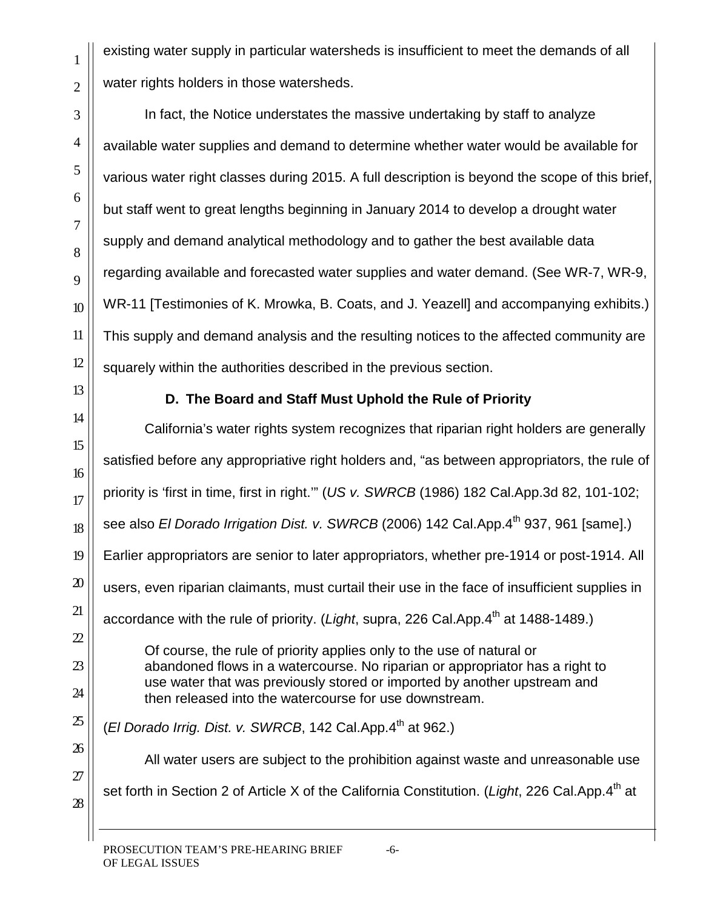existing water supply in particular watersheds is insufficient to meet the demands of all water rights holders in those watersheds.

In fact, the Notice understates the massive undertaking by staff to analyze available water supplies and demand to determine whether water would be available for various water right classes during 2015. A full description is beyond the scope of this brief, but staff went to great lengths beginning in January 2014 to develop a drought water supply and demand analytical methodology and to gather the best available data regarding available and forecasted water supplies and water demand. (See WR-7, WR-9, WR-11 [Testimonies of K. Mrowka, B. Coats, and J. Yeazell] and accompanying exhibits.) This supply and demand analysis and the resulting notices to the affected community are squarely within the authorities described in the previous section.

### D. The Board and Staff Must Uphold the Rule of Priority

California's water rights system recognizes that riparian right holders are generally satisfied before any appropriative right holders and, "as between appropriators, the rule of priority is 'first in time, first in right.'" (*US v. SWRCB* (1986) 182 Cal.App.3d 82, 101-102; see also *El Dorado Irrigation Dist. v. SWRCB* (2006) 142 Cal.App.4th 937, 961 [same].) Earlier appropriators are senior to later appropriators, whether pre-1914 or post-1914. All users, even riparian claimants, must curtail their use in the face of insufficient supplies in accordance with the rule of priority. (*Light*, supra, 226 Cal.App.4th at 1488-1489.)

> Of course, the rule of priority applies only to the use of natural or abandoned flows in a watercourse. No riparian or appropriator has a right to use water that was previously stored or imported by another upstream and then released into the watercourse for use downstream.

(*El Dorado Irrig. Dist. v. SWRCB*, 142 Cal.App.4th at 962.)

All water users are subject to the prohibition against waste and unreasonable use set forth in Section 2 of Article X of the California Constitution. (*Light*, 226 Cal.App.4th at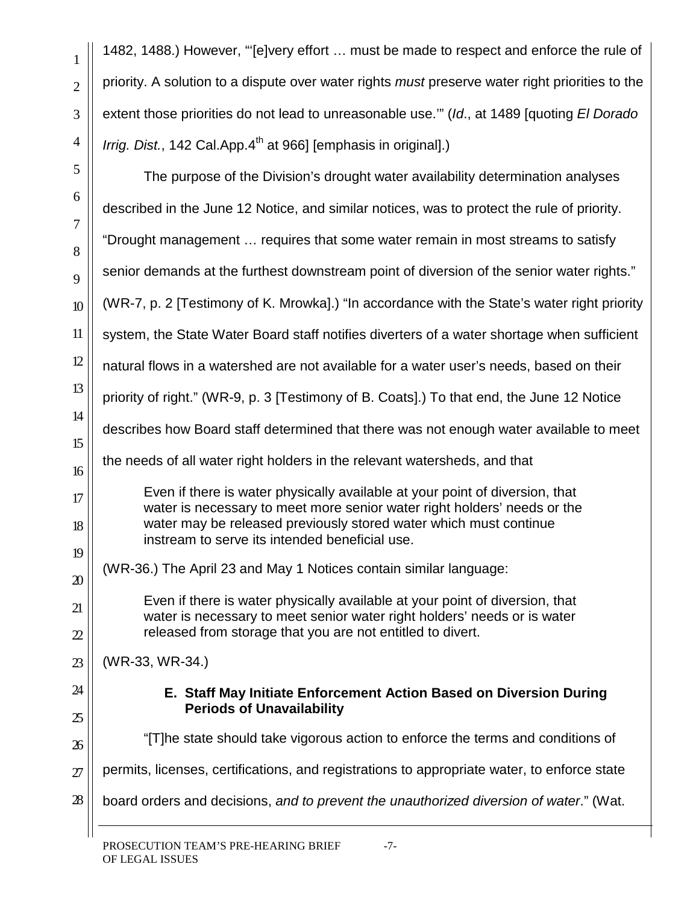1482, 1488.) However, "'[e]very effort … must be made to respect and enforce the rule of priority. A solution to a dispute over water rights *must* preserve water right priorities to the extent those priorities do not lead to unreasonable use.'" (*Id*., at 1489 [quoting *El Dorado Irrig. Dist.*, 142 Cal.App.4th at 966] [emphasis in original].)

The purpose of the Division's drought water availability determination analyses described in the June 12 Notice, and similar notices, was to protect the rule of priority. "Drought management … requires that some water remain in most streams to satisfy senior demands at the furthest downstream point of diversion of the senior water rights." (WR-7, p. 2 [Testimony of K. Mrowka].) "In accordance with the State's water right priority system, the State Water Board staff notifies diverters of a water shortage when sufficient natural flows in a watershed are not available for a water user's needs, based on their priority of right." (WR-9, p. 3 [Testimony of B. Coats].) To that end, the June 12 Notice describes how Board staff determined that there was not enough water available to meet the needs of all water right holders in the relevant watersheds, and that

> Even if there is water physically available at your point of diversion, that water is necessary to meet more senior water right holders' needs or the water may be released previously stored water which must continue instream to serve its intended beneficial use.

(WR-36.) The April 23 and May 1 Notices contain similar language:

> Even if there is water physically available at your point of diversion, that water is necessary to meet senior water right holders' needs or is water released from storage that you are not entitled to divert.

(WR-33, WR-34.)

### E. Staff May Initiate Enforcement Action Based on Diversion During Periods of Unavailability

"[T]he state should take vigorous action to enforce the terms and conditions of permits, licenses, certifications, and registrations to appropriate water, to enforce state board orders and decisions, *and to prevent the unauthorized diversion of water*." (Wat.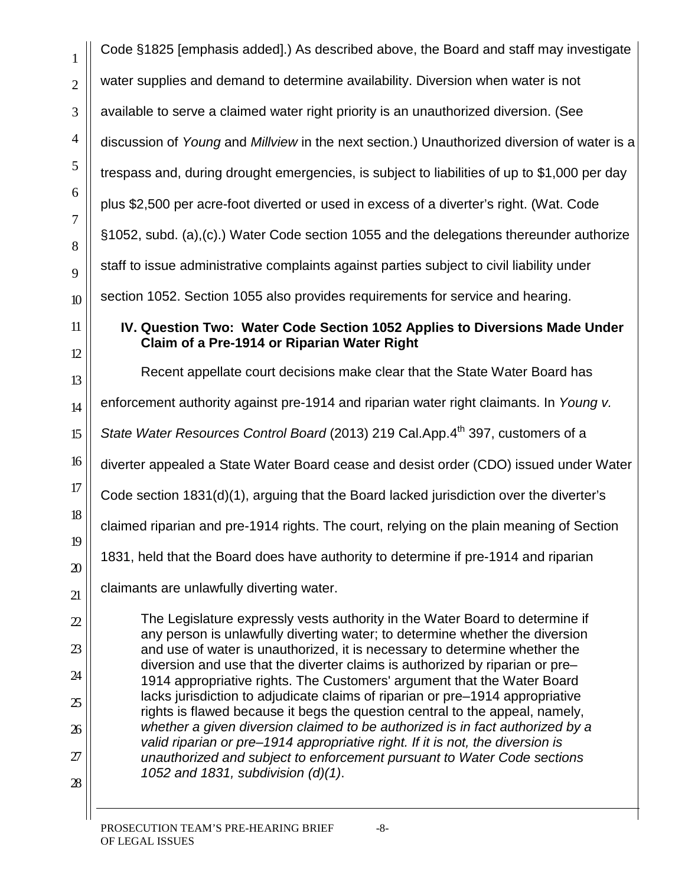Code §1825 [emphasis added].) As described above, the Board and staff may investigate water supplies and demand to determine availability. Diversion when water is not available to serve a claimed water right priority is an unauthorized diversion. (See discussion of *Young* and *Millview* in the next section.) Unauthorized diversion of water is a trespass and, during drought emergencies, is subject to liabilities of up to $1,000 per day plus $2,500 per acre-foot diverted or used in excess of a diverter's right. (Wat. Code §1052, subd. (a),(c).) Water Code section 1055 and the delegations thereunder authorize staff to issue administrative complaints against parties subject to civil liability under section 1052. Section 1055 also provides requirements for service and hearing.

## IV. Question Two: Water Code Section 1052 Applies to Diversions Made Under Claim of a Pre-1914 or Riparian Water Right

Recent appellate court decisions make clear that the State Water Board has enforcement authority against pre-1914 and riparian water right claimants. In *Young v. State Water Resources Control Board* (2013) 219 Cal.App.4th 397, customers of a diverter appealed a State Water Board cease and desist order (CDO) issued under Water Code section 1831(d)(1), arguing that the Board lacked jurisdiction over the diverter's claimed riparian and pre-1914 rights. The court, relying on the plain meaning of Section 1831, held that the Board does have authority to determine if pre-1914 and riparian claimants are unlawfully diverting water.

> The Legislature expressly vests authority in the Water Board to determine if any person is unlawfully diverting water; to determine whether the diversion and use of water is unauthorized, it is necessary to determine whether the diversion and use that the diverter claims is authorized by riparian or pre–1914 appropriative rights. The Customers' argument that the Water Board lacks jurisdiction to adjudicate claims of riparian or pre–1914 appropriative rights is flawed because it begs the question central to the appeal, namely, *whether a given diversion claimed to be authorized is in fact authorized by a valid riparian or pre–1914 appropriative right. If it is not, the diversion is unauthorized and subject to enforcement pursuant to Water Code sections 1052 and 1831, subdivision (d)(1)*.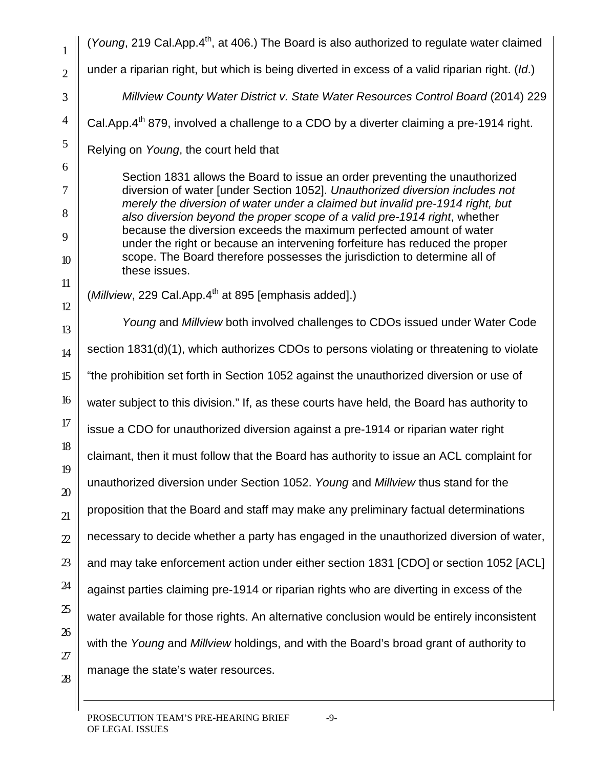(*Young*, 219 Cal.App.4th, at 406.) The Board is also authorized to regulate water claimed under a riparian right, but which is being diverted in excess of a valid riparian right. (*Id*.)

*Millview County Water District v. State Water Resources Control Board* (2014) 229 Cal.App.4th 879, involved a challenge to a CDO by a diverter claiming a pre-1914 right. Relying on *Young*, the court held that

> Section 1831 allows the Board to issue an order preventing the unauthorized diversion of water [under Section 1052]. *Unauthorized diversion includes not merely the diversion of water under a claimed but invalid pre-1914 right, but also diversion beyond the proper scope of a valid pre-1914 right*, whether because the diversion exceeds the maximum perfected amount of water under the right or because an intervening forfeiture has reduced the proper scope. The Board therefore possesses the jurisdiction to determine all of these issues.

(*Millview*, 229 Cal.App.4th at 895 [emphasis added].)

*Young* and *Millview* both involved challenges to CDOs issued under Water Code section 1831(d)(1), which authorizes CDOs to persons violating or threatening to violate "the prohibition set forth in Section 1052 against the unauthorized diversion or use of water subject to this division." If, as these courts have held, the Board has authority to issue a CDO for unauthorized diversion against a pre-1914 or riparian water right claimant, then it must follow that the Board has authority to issue an ACL complaint for unauthorized diversion under Section 1052. *Young* and *Millview* thus stand for the proposition that the Board and staff may make any preliminary factual determinations necessary to decide whether a party has engaged in the unauthorized diversion of water, and may take enforcement action under either section 1831 [CDO] or section 1052 [ACL] against parties claiming pre-1914 or riparian rights who are diverting in excess of the water available for those rights. An alternative conclusion would be entirely inconsistent with the *Young* and *Millview* holdings, and with the Board's broad grant of authority to manage the state's water resources.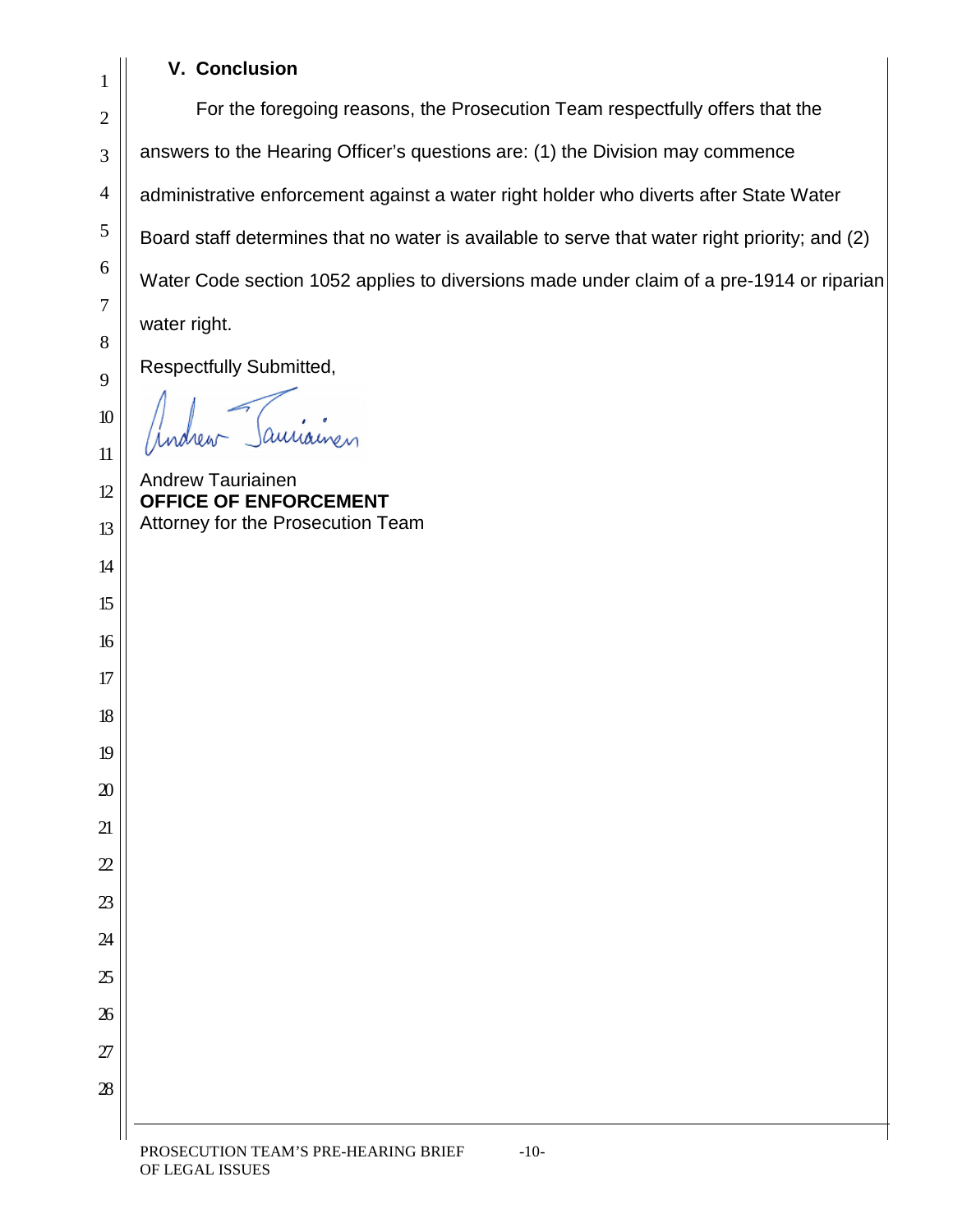## V. Conclusion

For the foregoing reasons, the Prosecution Team respectfully offers that the answers to the Hearing Officer's questions are: (1) the Division may commence administrative enforcement against a water right holder who diverts after State Water Board staff determines that no water is available to serve that water right priority; and (2) Water Code section 1052 applies to diversions made under claim of a pre-1914 or riparian water right.

Respectfully Submitted,

Andrew Tauriainen
**OFFICE OF ENFORCEMENT**
Attorney for the Prosecution Team